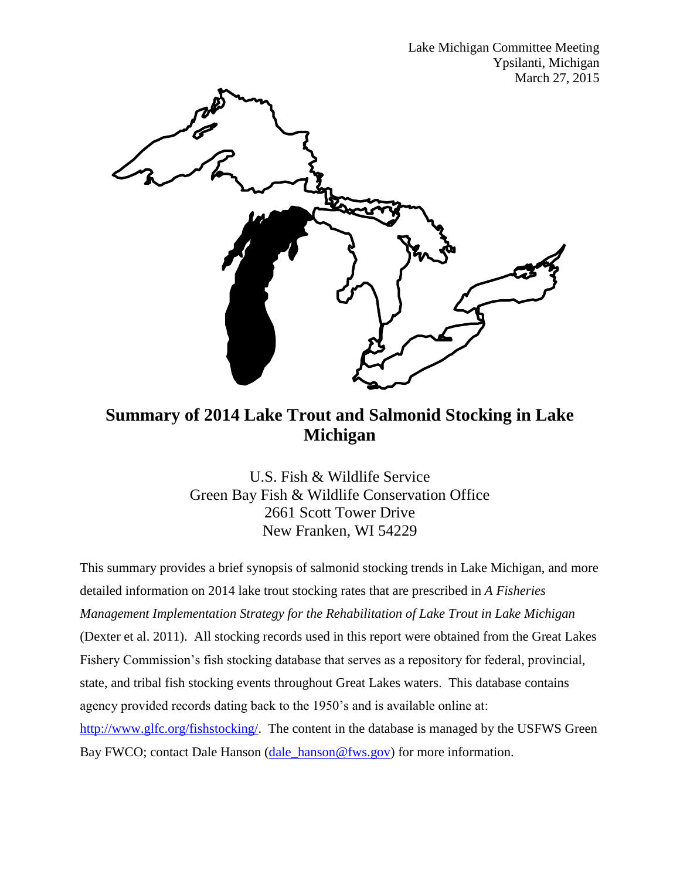Lake Michigan Committee Meeting
Ypsilanti, Michigan
March 27, 2015

# Summary of 2014 Lake Trout and Salmonid Stocking in Lake Michigan

U.S. Fish & Wildlife Service
Green Bay Fish & Wildlife Conservation Office
2661 Scott Tower Drive
New Franken, WI 54229

This summary provides a brief synopsis of salmonid stocking trends in Lake Michigan, and more detailed information on 2014 lake trout stocking rates that are prescribed in *A Fisheries Management Implementation Strategy for the Rehabilitation of Lake Trout in Lake Michigan* (Dexter et al. 2011). All stocking records used in this report were obtained from the Great Lakes Fishery Commission's fish stocking database that serves as a repository for federal, provincial, state, and tribal fish stocking events throughout Great Lakes waters. This database contains agency provided records dating back to the 1950's and is available online at: [http://www.glfc.org/fishstocking/](http://www.glfc.org/fishstocking/). The content in the database is managed by the USFWS Green Bay FWCO; contact Dale Hanson ([dale_hanson@fws.gov](mailto:dale_hanson@fws.gov)) for more information.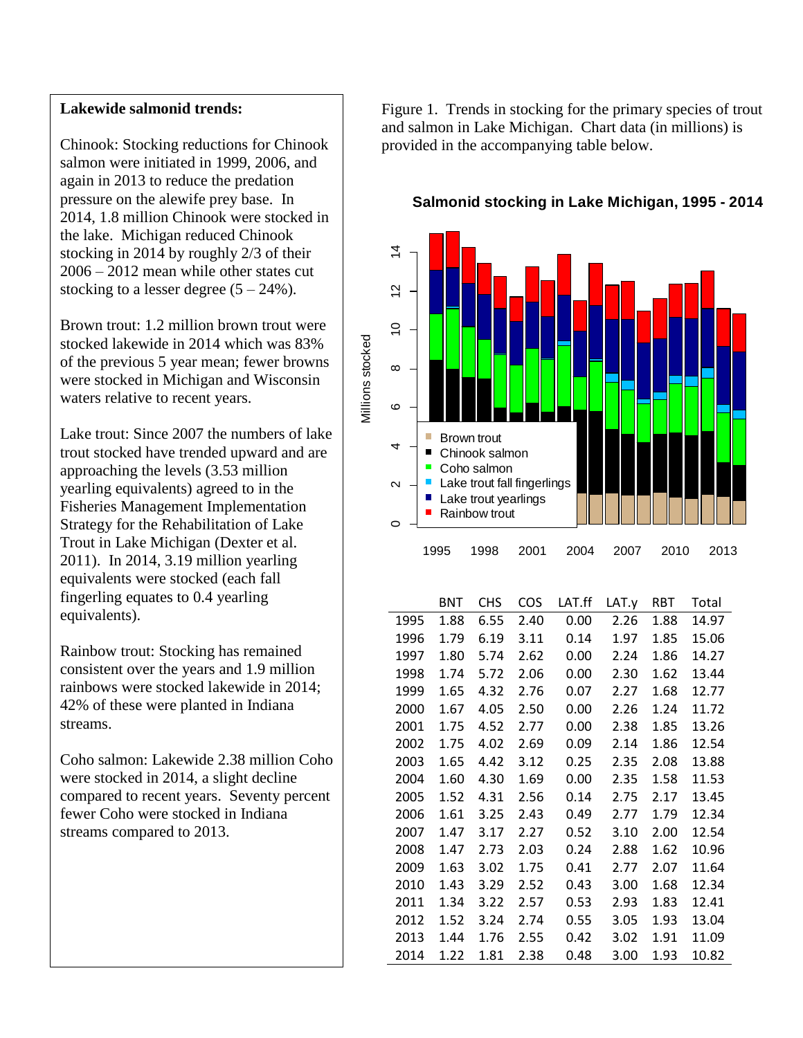**Lakewide salmonid trends:**

Chinook: Stocking reductions for Chinook salmon were initiated in 1999, 2006, and again in 2013 to reduce the predation pressure on the alewife prey base. In 2014, 1.8 million Chinook were stocked in the lake. Michigan reduced Chinook stocking in 2014 by roughly 2/3 of their 2006 – 2012 mean while other states cut stocking to a lesser degree (5 – 24%).

Brown trout: 1.2 million brown trout were stocked lakewide in 2014 which was 83% of the previous 5 year mean; fewer browns were stocked in Michigan and Wisconsin waters relative to recent years.

Lake trout: Since 2007 the numbers of lake trout stocked have trended upward and are approaching the levels (3.53 million yearling equivalents) agreed to in the Fisheries Management Implementation Strategy for the Rehabilitation of Lake Trout in Lake Michigan (Dexter et al. 2011). In 2014, 3.19 million yearling equivalents were stocked (each fall fingerling equates to 0.4 yearling equivalents).

Rainbow trout: Stocking has remained consistent over the years and 1.9 million rainbows were stocked lakewide in 2014; 42% of these were planted in Indiana streams.

Coho salmon: Lakewide 2.38 million Coho were stocked in 2014, a slight decline compared to recent years. Seventy percent fewer Coho were stocked in Indiana streams compared to 2013.

Figure 1. Trends in stocking for the primary species of trout and salmon in Lake Michigan. Chart data (in millions) is provided in the accompanying table below.

**Salmonid stocking in Lake Michigan, 1995 - 2014**

| | BNT | CHS | COS | LAT.ff | LAT.y | RBT | Total |
|---|---|---|---|---|---|---|---|
| 1995 | 1.88 | 6.55 | 2.40 | 0.00 | 2.26 | 1.88 | 14.97 |
| 1996 | 1.79 | 6.19 | 3.11 | 0.14 | 1.97 | 1.85 | 15.06 |
| 1997 | 1.80 | 5.74 | 2.62 | 0.00 | 2.24 | 1.86 | 14.27 |
| 1998 | 1.74 | 5.72 | 2.06 | 0.00 | 2.30 | 1.62 | 13.44 |
| 1999 | 1.65 | 4.32 | 2.76 | 0.07 | 2.27 | 1.68 | 12.77 |
| 2000 | 1.67 | 4.05 | 2.50 | 0.00 | 2.26 | 1.24 | 11.72 |
| 2001 | 1.75 | 4.52 | 2.77 | 0.00 | 2.38 | 1.85 | 13.26 |
| 2002 | 1.75 | 4.02 | 2.69 | 0.09 | 2.14 | 1.86 | 12.54 |
| 2003 | 1.65 | 4.42 | 3.12 | 0.25 | 2.35 | 2.08 | 13.88 |
| 2004 | 1.60 | 4.30 | 1.69 | 0.00 | 2.35 | 1.58 | 11.53 |
| 2005 | 1.52 | 4.31 | 2.56 | 0.14 | 2.75 | 2.17 | 13.45 |
| 2006 | 1.61 | 3.25 | 2.43 | 0.49 | 2.77 | 1.79 | 12.34 |
| 2007 | 1.47 | 3.17 | 2.27 | 0.52 | 3.10 | 2.00 | 12.54 |
| 2008 | 1.47 | 2.73 | 2.03 | 0.24 | 2.88 | 1.62 | 10.96 |
| 2009 | 1.63 | 3.02 | 1.75 | 0.41 | 2.77 | 2.07 | 11.64 |
| 2010 | 1.43 | 3.29 | 2.52 | 0.43 | 3.00 | 1.68 | 12.34 |
| 2011 | 1.34 | 3.22 | 2.57 | 0.53 | 2.93 | 1.83 | 12.41 |
| 2012 | 1.52 | 3.24 | 2.74 | 0.55 | 3.05 | 1.93 | 13.04 |
| 2013 | 1.44 | 1.76 | 2.55 | 0.42 | 3.02 | 1.91 | 11.09 |
| 2014 | 1.22 | 1.81 | 2.38 | 0.48 | 3.00 | 1.93 | 10.82 |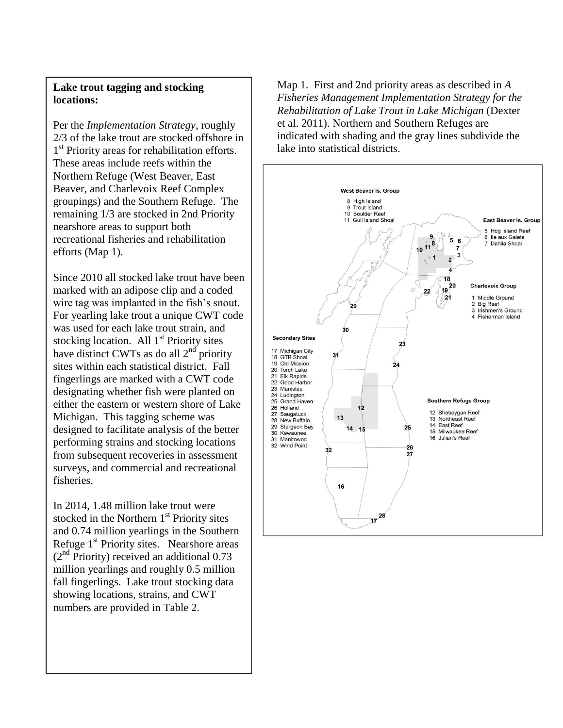**Lake trout tagging and stocking locations:**

Per the *Implementation Strategy*, roughly 2/3 of the lake trout are stocked offshore in 1st Priority areas for rehabilitation efforts. These areas include reefs within the Northern Refuge (West Beaver, East Beaver, and Charlevoix Reef Complex groupings) and the Southern Refuge. The remaining 1/3 are stocked in 2nd Priority nearshore areas to support both recreational fisheries and rehabilitation efforts (Map 1).

Since 2010 all stocked lake trout have been marked with an adipose clip and a coded wire tag was implanted in the fish's snout. For yearling lake trout a unique CWT code was used for each lake trout strain, and stocking location. All 1st Priority sites have distinct CWTs as do all 2nd priority sites within each statistical district. Fall fingerlings are marked with a CWT code designating whether fish were planted on either the eastern or western shore of Lake Michigan. This tagging scheme was designed to facilitate analysis of the better performing strains and stocking locations from subsequent recoveries in assessment surveys, and commercial and recreational fisheries.

In 2014, 1.48 million lake trout were stocked in the Northern 1st Priority sites and 0.74 million yearlings in the Southern Refuge 1st Priority sites. Nearshore areas (2nd Priority) received an additional 0.73 million yearlings and roughly 0.5 million fall fingerlings. Lake trout stocking data showing locations, strains, and CWT numbers are provided in Table 2.

Map 1. First and 2nd priority areas as described in *A Fisheries Management Implementation Strategy for the Rehabilitation of Lake Trout in Lake Michigan* (Dexter et al. 2011). Northern and Southern Refuges are indicated with shading and the gray lines subdivide the lake into statistical districts.

**West Beaver Is. Group**
8 High Island
9 Trout Island
10 Boulder Reef
11 Gull Island Shoal

**East Beaver Is. Group**
5 Hog Island Reef
6 Ile aux Galets
7 Dahlia Shoal

**Charlevoix Group**
1 Middle Ground
2 Big Reef
3 Irishmen's Ground
4 Fisherman Island

**Secondary Sites**
17 Michigan City
18 GTB Shoal
19 Old Mission
20 Torch Lake
21 Elk Rapids
22 Good Harbor
23 Manistee
24 Ludington
25 Grand Haven
26 Holland
27 Saugatuck
28 New Buffalo
29 Sturgeon Bay
30 Kewaunee
31 Manitowoc
32 Wind Point

**Southern Refuge Group**
12 Sheboygan Reef
13 Northeast Reef
14 East Reef
15 Milwaukee Reef
16 Julian's Reef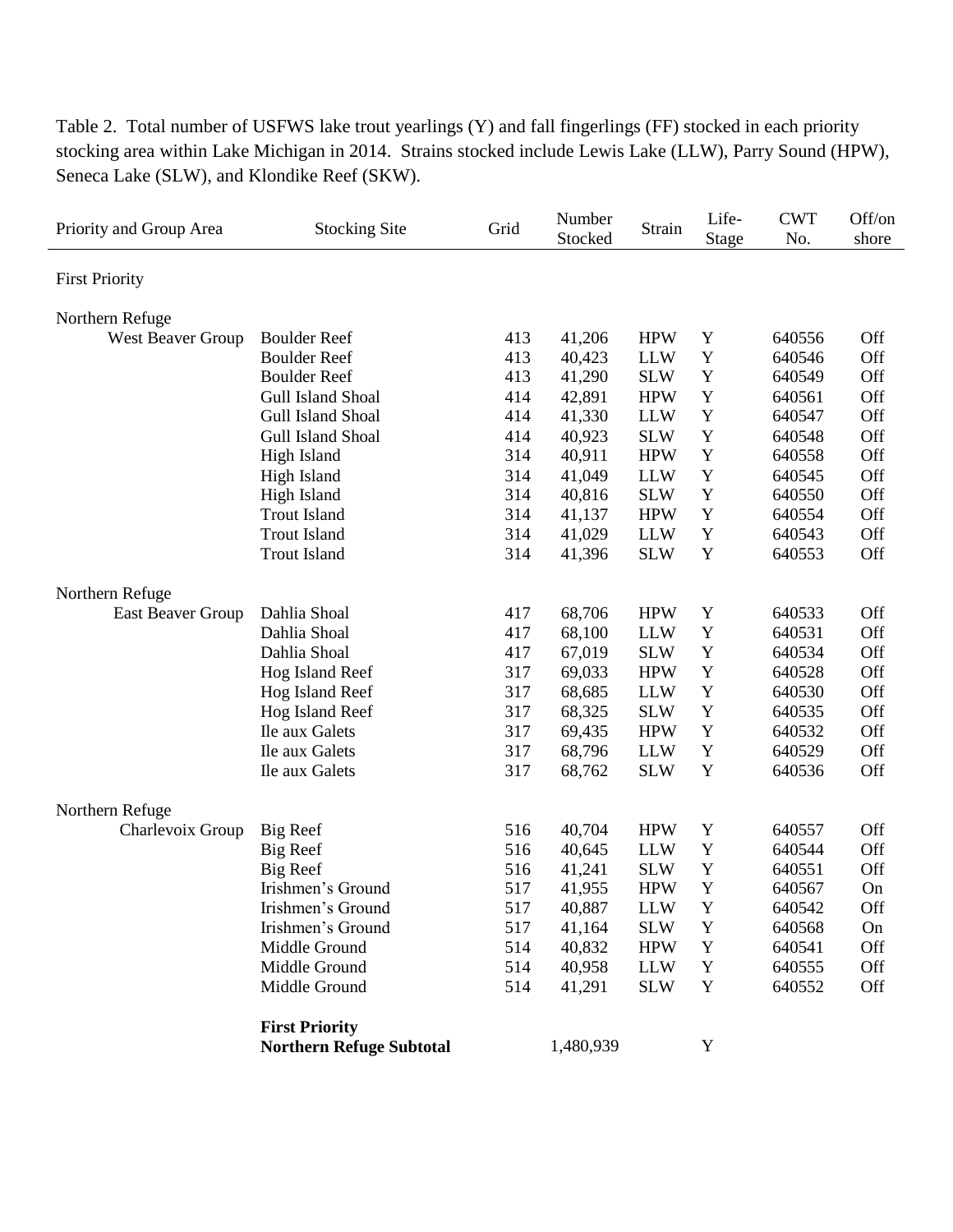Table 2. Total number of USFWS lake trout yearlings (Y) and fall fingerlings (FF) stocked in each priority stocking area within Lake Michigan in 2014. Strains stocked include Lewis Lake (LLW), Parry Sound (HPW), Seneca Lake (SLW), and Klondike Reef (SKW).

| Priority and Group Area | Stocking Site | Grid | Number Stocked | Strain | Life-Stage | CWT No. | Off/on shore |
|---|---|---|---|---|---|---|---|
| First Priority | | | | | | | |
| Northern Refuge | | | | | | | |
| West Beaver Group | Boulder Reef | 413 | 41,206 | HPW | Y | 640556 | Off |
| | Boulder Reef | 413 | 40,423 | LLW | Y | 640546 | Off |
| | Boulder Reef | 413 | 41,290 | SLW | Y | 640549 | Off |
| | Gull Island Shoal | 414 | 42,891 | HPW | Y | 640561 | Off |
| | Gull Island Shoal | 414 | 41,330 | LLW | Y | 640547 | Off |
| | Gull Island Shoal | 414 | 40,923 | SLW | Y | 640548 | Off |
| | High Island | 314 | 40,911 | HPW | Y | 640558 | Off |
| | High Island | 314 | 41,049 | LLW | Y | 640545 | Off |
| | High Island | 314 | 40,816 | SLW | Y | 640550 | Off |
| | Trout Island | 314 | 41,137 | HPW | Y | 640554 | Off |
| | Trout Island | 314 | 41,029 | LLW | Y | 640543 | Off |
| | Trout Island | 314 | 41,396 | SLW | Y | 640553 | Off |
| Northern Refuge | | | | | | | |
| East Beaver Group | Dahlia Shoal | 417 | 68,706 | HPW | Y | 640533 | Off |
| | Dahlia Shoal | 417 | 68,100 | LLW | Y | 640531 | Off |
| | Dahlia Shoal | 417 | 67,019 | SLW | Y | 640534 | Off |
| | Hog Island Reef | 317 | 69,033 | HPW | Y | 640528 | Off |
| | Hog Island Reef | 317 | 68,685 | LLW | Y | 640530 | Off |
| | Hog Island Reef | 317 | 68,325 | SLW | Y | 640535 | Off |
| | Ile aux Galets | 317 | 69,435 | HPW | Y | 640532 | Off |
| | Ile aux Galets | 317 | 68,796 | LLW | Y | 640529 | Off |
| | Ile aux Galets | 317 | 68,762 | SLW | Y | 640536 | Off |
| Northern Refuge | | | | | | | |
| Charlevoix Group | Big Reef | 516 | 40,704 | HPW | Y | 640557 | Off |
| | Big Reef | 516 | 40,645 | LLW | Y | 640544 | Off |
| | Big Reef | 516 | 41,241 | SLW | Y | 640551 | Off |
| | Irishmen's Ground | 517 | 41,955 | HPW | Y | 640567 | On |
| | Irishmen's Ground | 517 | 40,887 | LLW | Y | 640542 | Off |
| | Irishmen's Ground | 517 | 41,164 | SLW | Y | 640568 | On |
| | Middle Ground | 514 | 40,832 | HPW | Y | 640541 | Off |
| | Middle Ground | 514 | 40,958 | LLW | Y | 640555 | Off |
| | Middle Ground | 514 | 41,291 | SLW | Y | 640552 | Off |
| | **First Priority Northern Refuge Subtotal** | | 1,480,939 | | Y | | |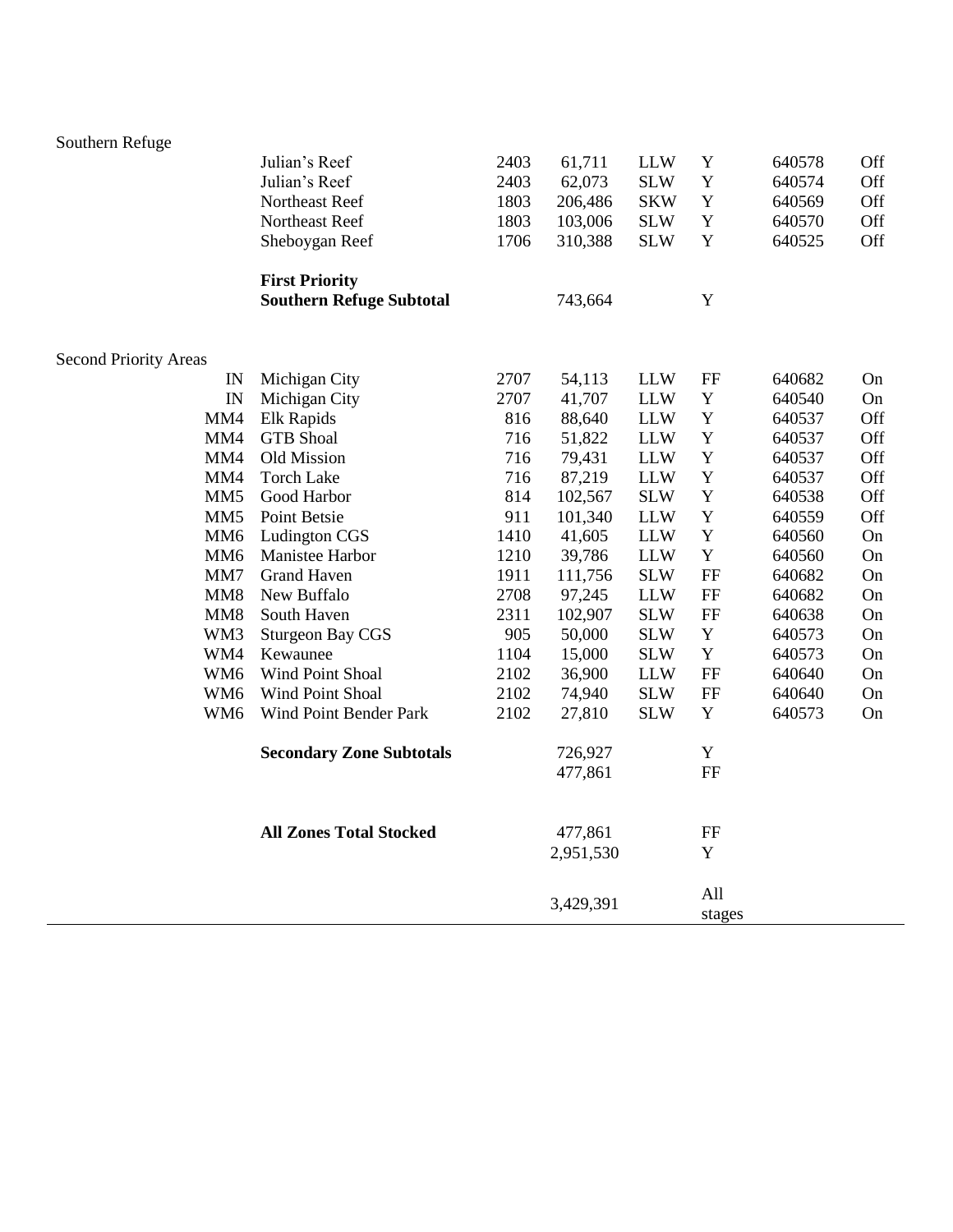| | | | | | | | |
|---|---|---|---|---|---|---|---|
| Southern Refuge | | | | | | | |
| | Julian's Reef | 2403 | 61,711 | LLW | Y | 640578 | Off |
| | Julian's Reef | 2403 | 62,073 | SLW | Y | 640574 | Off |
| | Northeast Reef | 1803 | 206,486 | SKW | Y | 640569 | Off |
| | Northeast Reef | 1803 | 103,006 | SLW | Y | 640570 | Off |
| | Sheboygan Reef | 1706 | 310,388 | SLW | Y | 640525 | Off |
| | **First Priority Southern Refuge Subtotal** | | 743,664 | | Y | | |
| Second Priority Areas | | | | | | | |
| IN | Michigan City | 2707 | 54,113 | LLW | FF | 640682 | On |
| IN | Michigan City | 2707 | 41,707 | LLW | Y | 640540 | On |
| MM4 | Elk Rapids | 816 | 88,640 | LLW | Y | 640537 | Off |
| MM4 | GTB Shoal | 716 | 51,822 | LLW | Y | 640537 | Off |
| MM4 | Old Mission | 716 | 79,431 | LLW | Y | 640537 | Off |
| MM4 | Torch Lake | 716 | 87,219 | LLW | Y | 640537 | Off |
| MM5 | Good Harbor | 814 | 102,567 | SLW | Y | 640538 | Off |
| MM5 | Point Betsie | 911 | 101,340 | LLW | Y | 640559 | Off |
| MM6 | Ludington CGS | 1410 | 41,605 | LLW | Y | 640560 | On |
| MM6 | Manistee Harbor | 1210 | 39,786 | LLW | Y | 640560 | On |
| MM7 | Grand Haven | 1911 | 111,756 | SLW | FF | 640682 | On |
| MM8 | New Buffalo | 2708 | 97,245 | LLW | FF | 640682 | On |
| MM8 | South Haven | 2311 | 102,907 | SLW | FF | 640638 | On |
| WM3 | Sturgeon Bay CGS | 905 | 50,000 | SLW | Y | 640573 | On |
| WM4 | Kewaunee | 1104 | 15,000 | SLW | Y | 640573 | On |
| WM6 | Wind Point Shoal | 2102 | 36,900 | LLW | FF | 640640 | On |
| WM6 | Wind Point Shoal | 2102 | 74,940 | SLW | FF | 640640 | On |
| WM6 | Wind Point Bender Park | 2102 | 27,810 | SLW | Y | 640573 | On |
| | **Secondary Zone Subtotals** | | 726,927 | | Y | | |
| | | | 477,861 | | FF | | |
| | **All Zones Total Stocked** | | 477,861 | | FF | | |
| | | | 2,951,530 | | Y | | |
| | | | 3,429,391 | | All stages | | |